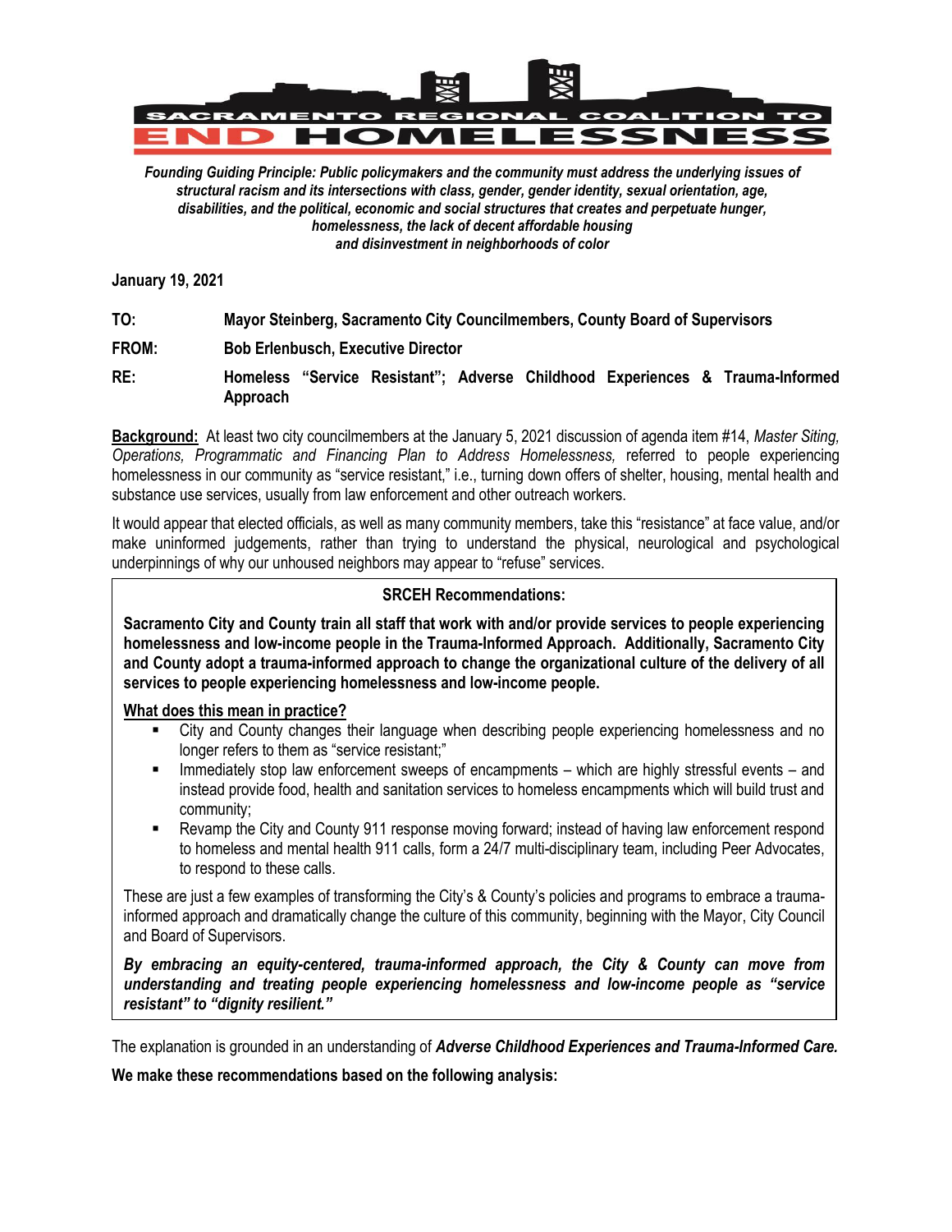# SACRAMENTO REGIONAL COALITION TO END HOMELESSNESS

***Founding Guiding Principle: Public policymakers and the community must address the underlying issues of structural racism and its intersections with class, gender, gender identity, sexual orientation, age, disabilities, and the political, economic and social structures that creates and perpetuate hunger, homelessness, the lack of decent affordable housing and disinvestment in neighborhoods of color***

**January 19, 2021**

**TO:** **Mayor Steinberg, Sacramento City Councilmembers, County Board of Supervisors**

**FROM:** **Bob Erlenbusch, Executive Director**

**RE:** **Homeless "Service Resistant"; Adverse Childhood Experiences & Trauma-Informed Approach**

**Background:** At least two city councilmembers at the January 5, 2021 discussion of agenda item #14, *Master Siting, Operations, Programmatic and Financing Plan to Address Homelessness,* referred to people experiencing homelessness in our community as "service resistant," i.e., turning down offers of shelter, housing, mental health and substance use services, usually from law enforcement and other outreach workers.

It would appear that elected officials, as well as many community members, take this "resistance" at face value, and/or make uninformed judgements, rather than trying to understand the physical, neurological and psychological underpinnings of why our unhoused neighbors may appear to "refuse" services.

**SRCEH Recommendations:**

**Sacramento City and County train all staff that work with and/or provide services to people experiencing homelessness and low-income people in the Trauma-Informed Approach. Additionally, Sacramento City and County adopt a trauma-informed approach to change the organizational culture of the delivery of all services to people experiencing homelessness and low-income people.**

**What does this mean in practice?**

- City and County changes their language when describing people experiencing homelessness and no longer refers to them as "service resistant;"
- Immediately stop law enforcement sweeps of encampments – which are highly stressful events – and instead provide food, health and sanitation services to homeless encampments which will build trust and community;
- Revamp the City and County 911 response moving forward; instead of having law enforcement respond to homeless and mental health 911 calls, form a 24/7 multi-disciplinary team, including Peer Advocates, to respond to these calls.

These are just a few examples of transforming the City's & County's policies and programs to embrace a trauma-informed approach and dramatically change the culture of this community, beginning with the Mayor, City Council and Board of Supervisors.

***By embracing an equity-centered, trauma-informed approach, the City & County can move from understanding and treating people experiencing homelessness and low-income people as "service resistant" to "dignity resilient."***

The explanation is grounded in an understanding of ***Adverse Childhood Experiences and Trauma-Informed Care.***

**We make these recommendations based on the following analysis:**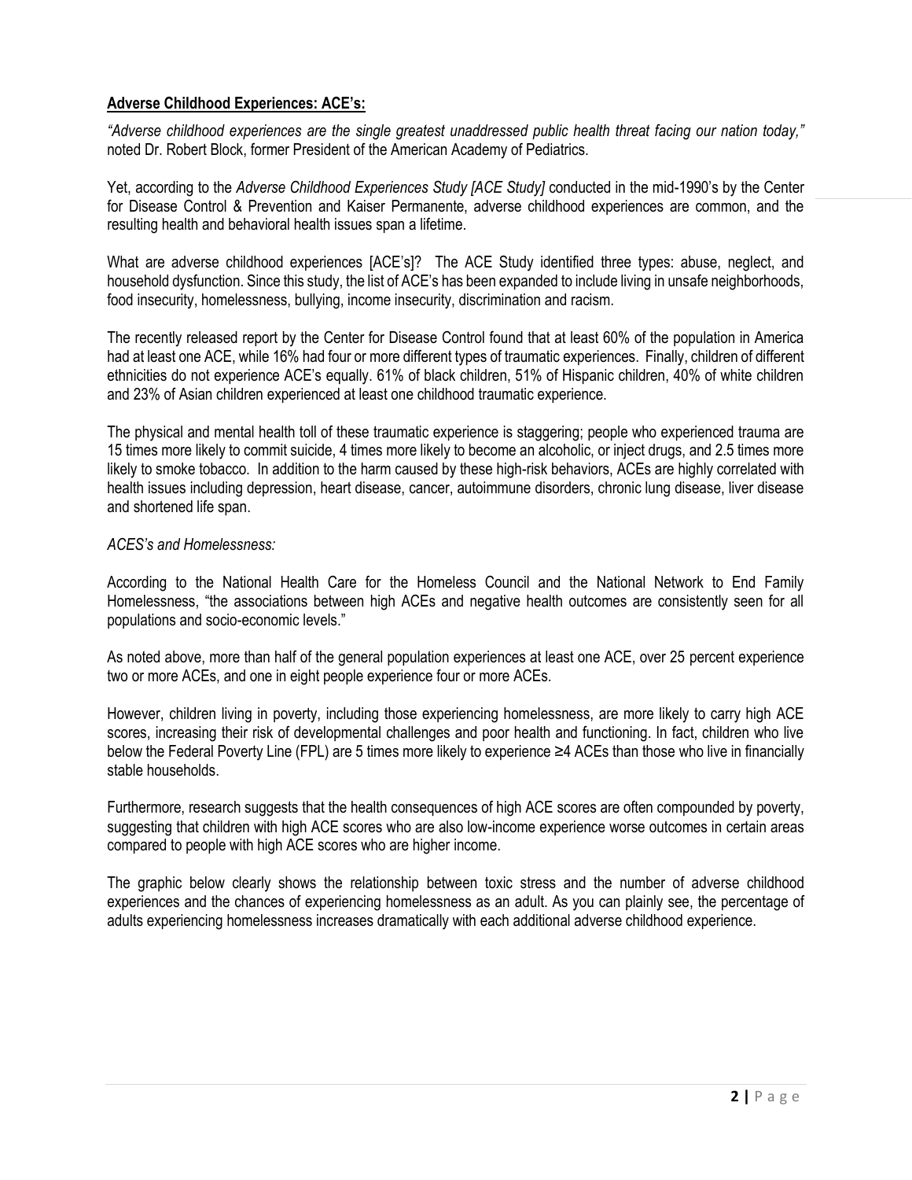**Adverse Childhood Experiences: ACE's:**

*"Adverse childhood experiences are the single greatest unaddressed public health threat facing our nation today,"* noted Dr. Robert Block, former President of the American Academy of Pediatrics.

Yet, according to the *Adverse Childhood Experiences Study [ACE Study]* conducted in the mid-1990's by the Center for Disease Control & Prevention and Kaiser Permanente, adverse childhood experiences are common, and the resulting health and behavioral health issues span a lifetime.

What are adverse childhood experiences [ACE's]? The ACE Study identified three types: abuse, neglect, and household dysfunction. Since this study, the list of ACE's has been expanded to include living in unsafe neighborhoods, food insecurity, homelessness, bullying, income insecurity, discrimination and racism.

The recently released report by the Center for Disease Control found that at least 60% of the population in America had at least one ACE, while 16% had four or more different types of traumatic experiences. Finally, children of different ethnicities do not experience ACE's equally. 61% of black children, 51% of Hispanic children, 40% of white children and 23% of Asian children experienced at least one childhood traumatic experience.

The physical and mental health toll of these traumatic experience is staggering; people who experienced trauma are 15 times more likely to commit suicide, 4 times more likely to become an alcoholic, or inject drugs, and 2.5 times more likely to smoke tobacco. In addition to the harm caused by these high-risk behaviors, ACEs are highly correlated with health issues including depression, heart disease, cancer, autoimmune disorders, chronic lung disease, liver disease and shortened life span.

*ACES's and Homelessness:*

According to the National Health Care for the Homeless Council and the National Network to End Family Homelessness, "the associations between high ACEs and negative health outcomes are consistently seen for all populations and socio-economic levels."

As noted above, more than half of the general population experiences at least one ACE, over 25 percent experience two or more ACEs, and one in eight people experience four or more ACEs.

However, children living in poverty, including those experiencing homelessness, are more likely to carry high ACE scores, increasing their risk of developmental challenges and poor health and functioning. In fact, children who live below the Federal Poverty Line (FPL) are 5 times more likely to experience ≥4 ACEs than those who live in financially stable households.

Furthermore, research suggests that the health consequences of high ACE scores are often compounded by poverty, suggesting that children with high ACE scores who are also low-income experience worse outcomes in certain areas compared to people with high ACE scores who are higher income.

The graphic below clearly shows the relationship between toxic stress and the number of adverse childhood experiences and the chances of experiencing homelessness as an adult. As you can plainly see, the percentage of adults experiencing homelessness increases dramatically with each additional adverse childhood experience.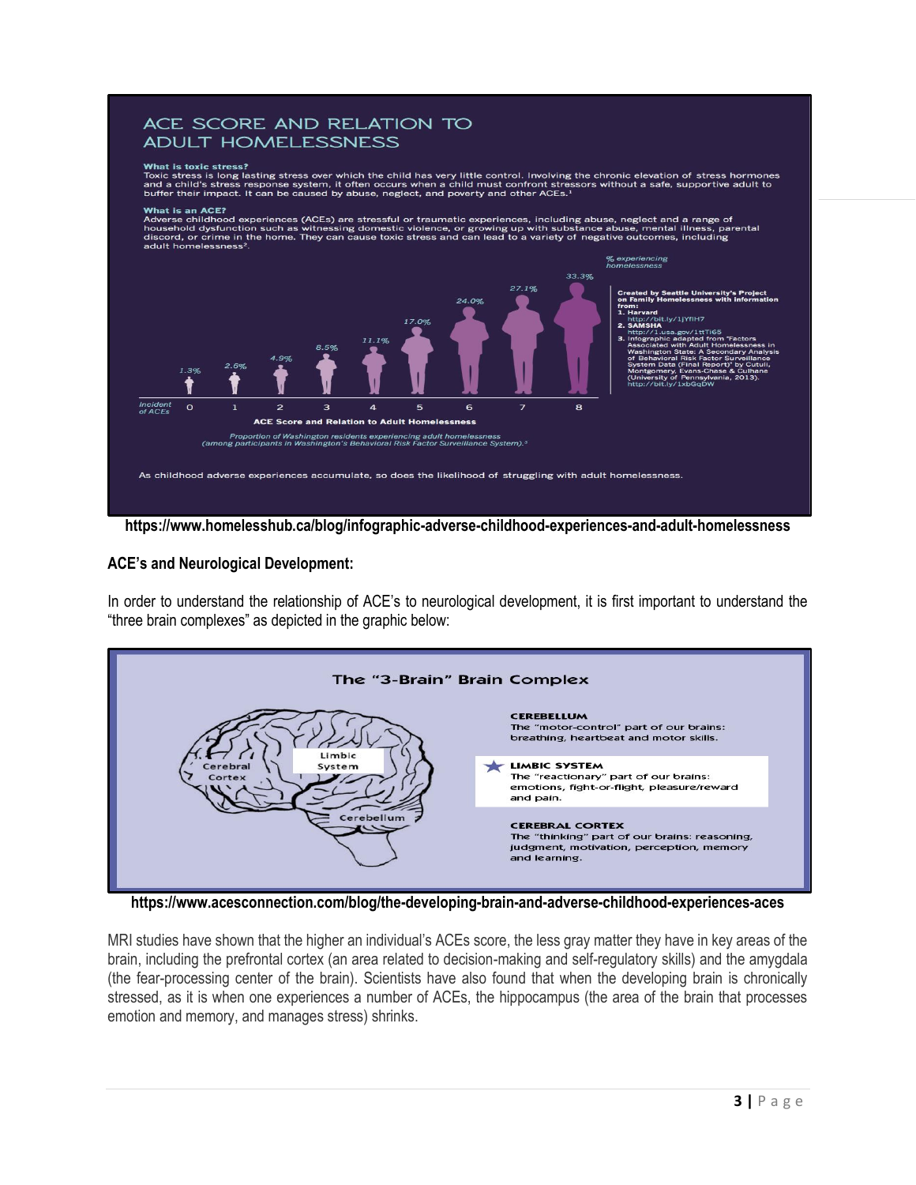# ACE SCORE AND RELATION TO ADULT HOMELESSNESS

**What is toxic stress?**
Toxic stress is long lasting stress over which the child has very little control. Involving the chronic elevation of stress hormones and a child's stress response system, it often occurs when a child must confront stressors without a safe, supportive adult to buffer their impact. It can be caused by abuse, neglect, and poverty and other ACEs.[1]

**What is an ACE?**
Adverse childhood experiences (ACEs) are stressful or traumatic experiences, including abuse, neglect and a range of household dysfunction such as witnessing domestic violence, or growing up with substance abuse, mental illness, parental discord, or crime in the home. They can cause toxic stress and can lead to a variety of negative outcomes, including adult homelessness[2].

| Incident of ACEs | 0 | 1 | 2 | 3 | 4 | 5 | 6 | 7 | 8 |
|---|---|---|---|---|---|---|---|---|---|
| % experiencing homelessness | 1.3% | 2.6% | 4.9% | 8.5% | 11.1% | 17.0% | 24.0% | 27.1% | 33.3% |

**ACE Score and Relation to Adult Homelessness**

*Proportion of Washington residents experiencing adult homelessness (among participants in Washington's Behavioral Risk Factor Surveillance System).*[3]

**Created by Seattle University's Project on Family Homelessness with information from:**
1. **Harvard** http://bit.ly/1jYflH7
2. **SAMSHA** http://1.usa.gov/1ttTi65
3. Infographic adapted from "Factors Associated with Adult Homelessness in Washington State: A Secondary Analysis of Behavioral Risk Factor Surveillance System Data (Final Report)" by Cutuli, Montgomery, Evans-Chase & Culhane (University of Pennsylvania, 2013). http://bit.ly/1xbGqDW

As childhood adverse experiences accumulate, so does the likelihood of struggling with adult homelessness.

**https://www.homelesshub.ca/blog/infographic-adverse-childhood-experiences-and-adult-homelessness**

**ACE's and Neurological Development:**

In order to understand the relationship of ACE's to neurological development, it is first important to understand the "three brain complexes" as depicted in the graphic below:

**The "3-Brain" Brain Complex**

**CEREBELLUM**
The "motor-control" part of our brains: breathing, heartbeat and motor skills.

**LIMBIC SYSTEM**
The "reactionary" part of our brains: emotions, fight-or-flight, pleasure/reward and pain.

**CEREBRAL CORTEX**
The "thinking" part of our brains: reasoning, judgment, motivation, perception, memory and learning.

**https://www.acesconnection.com/blog/the-developing-brain-and-adverse-childhood-experiences-aces**

MRI studies have shown that the higher an individual's ACEs score, the less gray matter they have in key areas of the brain, including the prefrontal cortex (an area related to decision-making and self-regulatory skills) and the amygdala (the fear-processing center of the brain). Scientists have also found that when the developing brain is chronically stressed, as it is when one experiences a number of ACEs, the hippocampus (the area of the brain that processes emotion and memory, and manages stress) shrinks.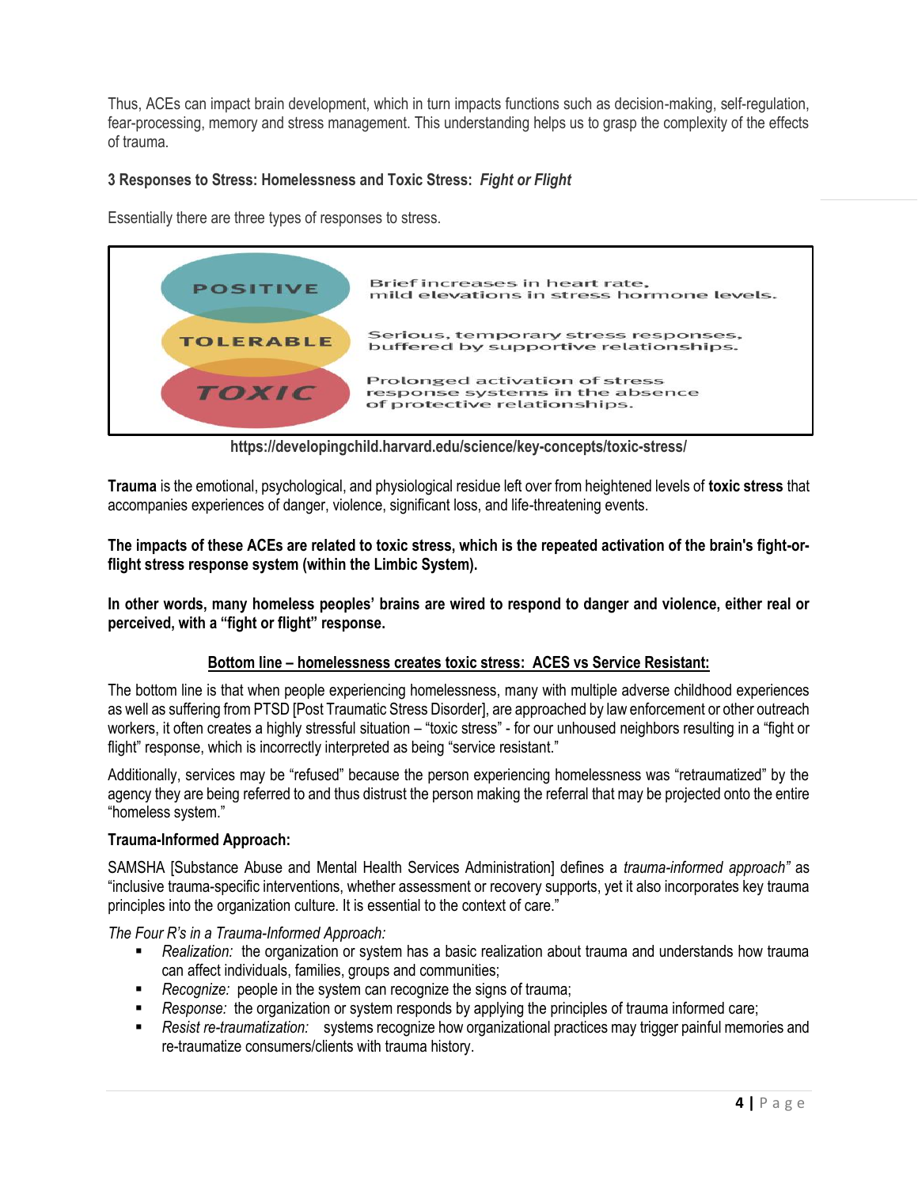Thus, ACEs can impact brain development, which in turn impacts functions such as decision-making, self-regulation, fear-processing, memory and stress management. This understanding helps us to grasp the complexity of the effects of trauma.

**3 Responses to Stress: Homelessness and Toxic Stress:** ***Fight or Flight***

Essentially there are three types of responses to stress.

| | |
|---|---|
| **POSITIVE** | Brief increases in heart rate, mild elevations in stress hormone levels. |
| **TOLERABLE** | Serious, temporary stress responses, buffered by supportive relationships. |
| **TOXIC** | Prolonged activation of stress response systems in the absence of protective relationships. |

**https://developingchild.harvard.edu/science/key-concepts/toxic-stress/**

**Trauma** is the emotional, psychological, and physiological residue left over from heightened levels of **toxic stress** that accompanies experiences of danger, violence, significant loss, and life-threatening events.

**The impacts of these ACEs are related to toxic stress, which is the repeated activation of the brain's fight-or-flight stress response system (within the Limbic System).**

**In other words, many homeless peoples' brains are wired to respond to danger and violence, either real or perceived, with a "fight or flight" response.**

**<u>Bottom line – homelessness creates toxic stress: ACES vs Service Resistant:</u>**

The bottom line is that when people experiencing homelessness, many with multiple adverse childhood experiences as well as suffering from PTSD [Post Traumatic Stress Disorder], are approached by law enforcement or other outreach workers, it often creates a highly stressful situation – "toxic stress" - for our unhoused neighbors resulting in a "fight or flight" response, which is incorrectly interpreted as being "service resistant."

Additionally, services may be "refused" because the person experiencing homelessness was "retraumatized" by the agency they are being referred to and thus distrust the person making the referral that may be projected onto the entire "homeless system."

**Trauma-Informed Approach:**

SAMSHA [Substance Abuse and Mental Health Services Administration] defines a *trauma-informed approach"* as "inclusive trauma-specific interventions, whether assessment or recovery supports, yet it also incorporates key trauma principles into the organization culture. It is essential to the context of care."

*The Four R's in a Trauma-Informed Approach:*

- *Realization:* the organization or system has a basic realization about trauma and understands how trauma can affect individuals, families, groups and communities;
- *Recognize:* people in the system can recognize the signs of trauma;
- *Response:* the organization or system responds by applying the principles of trauma informed care;
- *Resist re-traumatization:* systems recognize how organizational practices may trigger painful memories and re-traumatize consumers/clients with trauma history.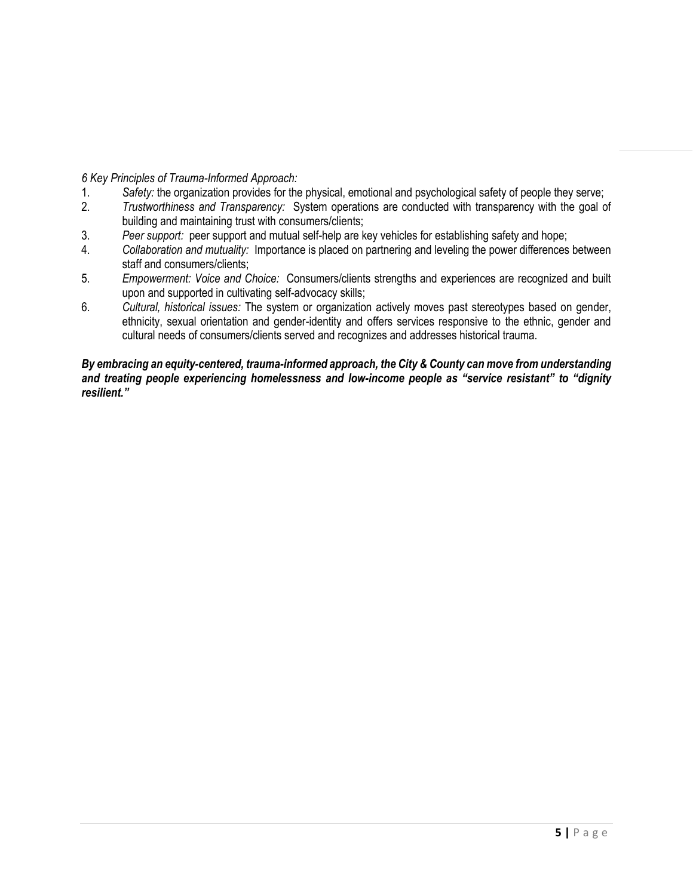*6 Key Principles of Trauma-Informed Approach:*

1. *Safety:* the organization provides for the physical, emotional and psychological safety of people they serve;
2. *Trustworthiness and Transparency:* System operations are conducted with transparency with the goal of building and maintaining trust with consumers/clients;
3. *Peer support:* peer support and mutual self-help are key vehicles for establishing safety and hope;
4. *Collaboration and mutuality:* Importance is placed on partnering and leveling the power differences between staff and consumers/clients;
5. *Empowerment: Voice and Choice:* Consumers/clients strengths and experiences are recognized and built upon and supported in cultivating self-advocacy skills;
6. *Cultural, historical issues:* The system or organization actively moves past stereotypes based on gender, ethnicity, sexual orientation and gender-identity and offers services responsive to the ethnic, gender and cultural needs of consumers/clients served and recognizes and addresses historical trauma.

***By embracing an equity-centered, trauma-informed approach, the City & County can move from understanding and treating people experiencing homelessness and low-income people as "service resistant" to "dignity resilient."***